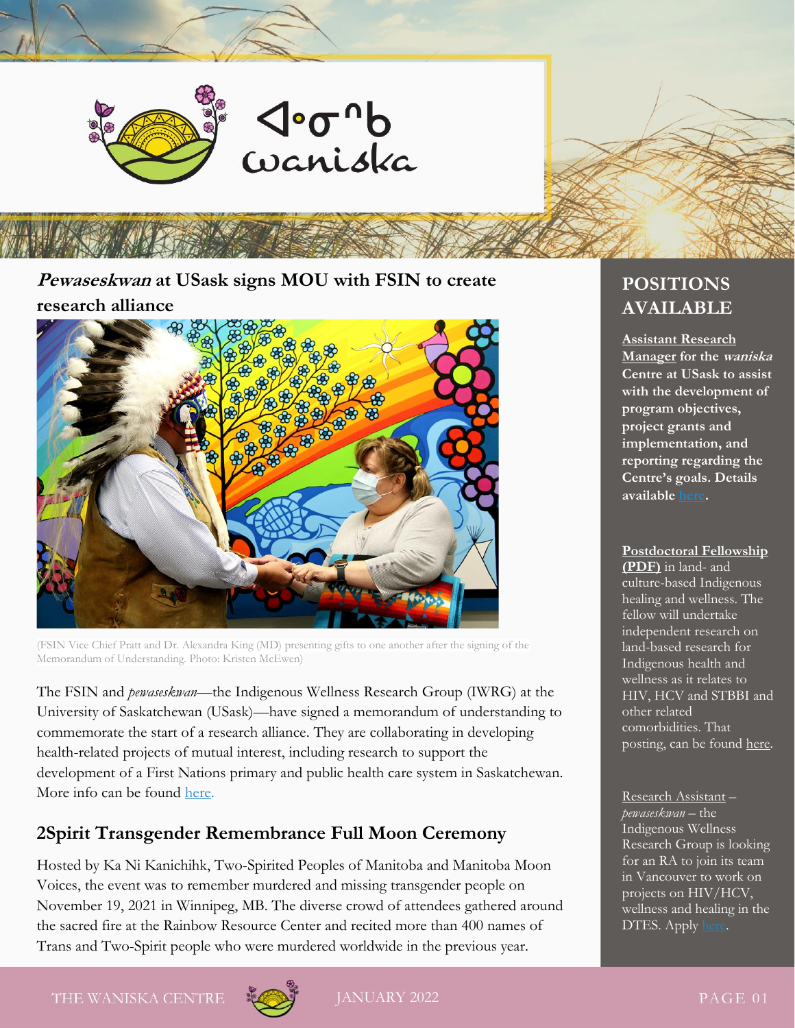# ᐊᐧᓂᐢᑲ waniska

## *Pewaseskwan* at USask signs MOU with FSIN to create research alliance

(FSIN Vice Chief Pratt and Dr. Alexandra King (MD) presenting gifts to one another after the signing of the Memorandum of Understanding. Photo: Kristen McEwen)

The FSIN and *pewaseskwan*—the Indigenous Wellness Research Group (IWRG) at the University of Saskatchewan (USask)—have signed a memorandum of understanding to commemorate the start of a research alliance. They are collaborating in developing health-related projects of mutual interest, including research to support the development of a First Nations primary and public health care system in Saskatchewan. More info can be found here.

## 2Spirit Transgender Remembrance Full Moon Ceremony

Hosted by Ka Ni Kanichihk, Two-Spirited Peoples of Manitoba and Manitoba Moon Voices, the event was to remember murdered and missing transgender people on November 19, 2021 in Winnipeg, MB. The diverse crowd of attendees gathered around the sacred fire at the Rainbow Resource Center and recited more than 400 names of Trans and Two-Spirit people who were murdered worldwide in the previous year.

## POSITIONS AVAILABLE

**Assistant Research Manager for the *waniska* Centre at USask to assist with the development of program objectives, project grants and implementation, and reporting regarding the Centre's goals. Details available here.**

**Postdoctoral Fellowship (PDF)** in land- and culture-based Indigenous healing and wellness. The fellow will undertake independent research on land-based research for Indigenous health and wellness as it relates to HIV, HCV and STBBI and other related comorbidities. That posting, can be found here.

Research Assistant – *pewaseskwan* – the Indigenous Wellness Research Group is looking for an RA to join its team in Vancouver to work on projects on HIV/HCV, wellness and healing in the DTES. Apply here.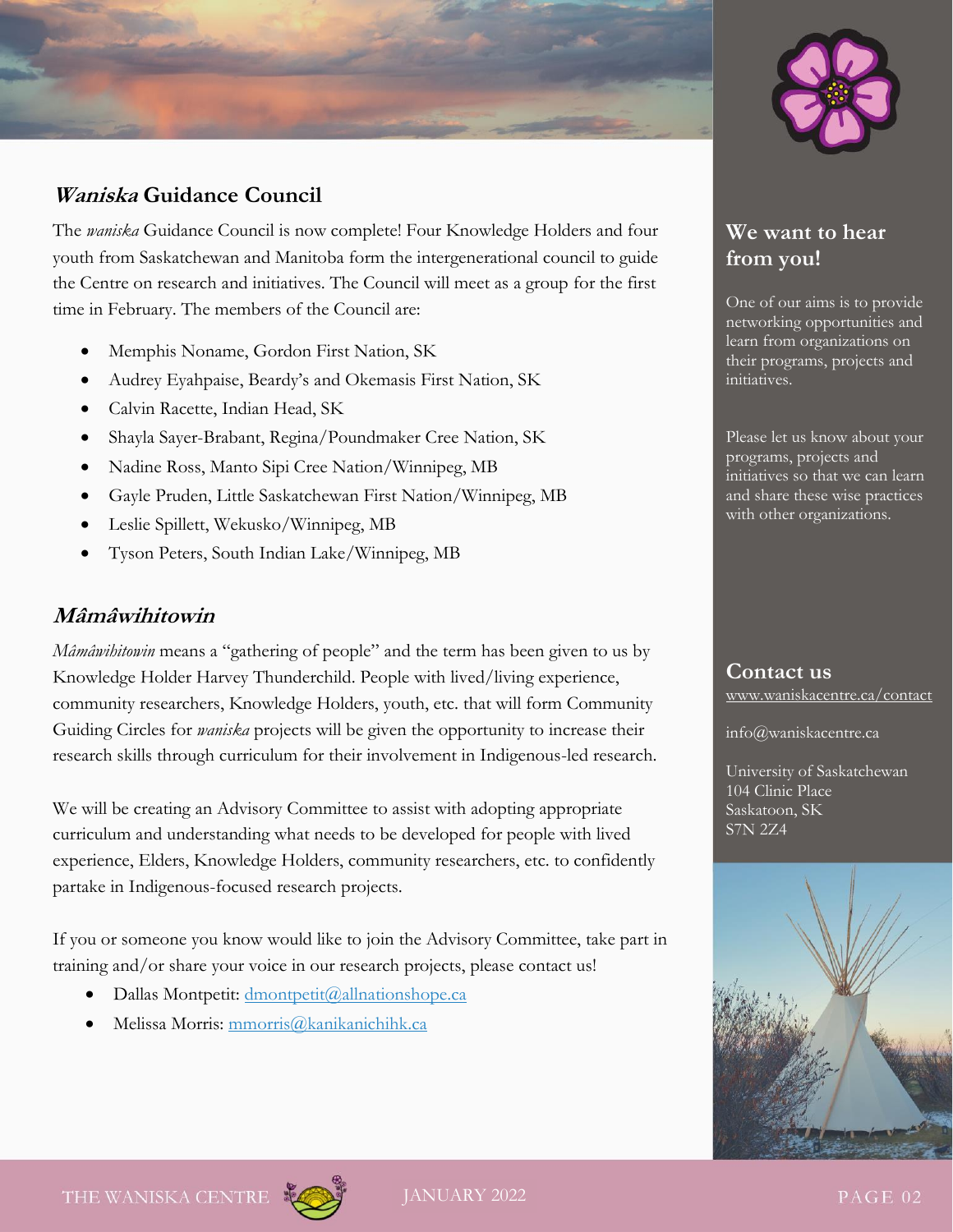## *Waniska* Guidance Council

The *waniska* Guidance Council is now complete! Four Knowledge Holders and four youth from Saskatchewan and Manitoba form the intergenerational council to guide the Centre on research and initiatives. The Council will meet as a group for the first time in February. The members of the Council are:

- Memphis Noname, Gordon First Nation, SK
- Audrey Eyahpaise, Beardy's and Okemasis First Nation, SK
- Calvin Racette, Indian Head, SK
- Shayla Sayer-Brabant, Regina/Poundmaker Cree Nation, SK
- Nadine Ross, Manto Sipi Cree Nation/Winnipeg, MB
- Gayle Pruden, Little Saskatchewan First Nation/Winnipeg, MB
- Leslie Spillett, Wekusko/Winnipeg, MB
- Tyson Peters, South Indian Lake/Winnipeg, MB

## *Mâmâwihitowin*

*Mâmâwihitowin* means a "gathering of people" and the term has been given to us by Knowledge Holder Harvey Thunderchild. People with lived/living experience, community researchers, Knowledge Holders, youth, etc. that will form Community Guiding Circles for *waniska* projects will be given the opportunity to increase their research skills through curriculum for their involvement in Indigenous-led research.

We will be creating an Advisory Committee to assist with adopting appropriate curriculum and understanding what needs to be developed for people with lived experience, Elders, Knowledge Holders, community researchers, etc. to confidently partake in Indigenous-focused research projects.

If you or someone you know would like to join the Advisory Committee, take part in training and/or share your voice in our research projects, please contact us!

- Dallas Montpetit: dmontpetit@allnationshope.ca
- Melissa Morris: mmorris@kanikanichihk.ca

## We want to hear from you!

One of our aims is to provide networking opportunities and learn from organizations on their programs, projects and initiatives.

Please let us know about your programs, projects and initiatives so that we can learn and share these wise practices with other organizations.

## Contact us

www.waniskacentre.ca/contact

info@waniskacentre.ca

University of Saskatchewan
104 Clinic Place
Saskatoon, SK
S7N 2Z4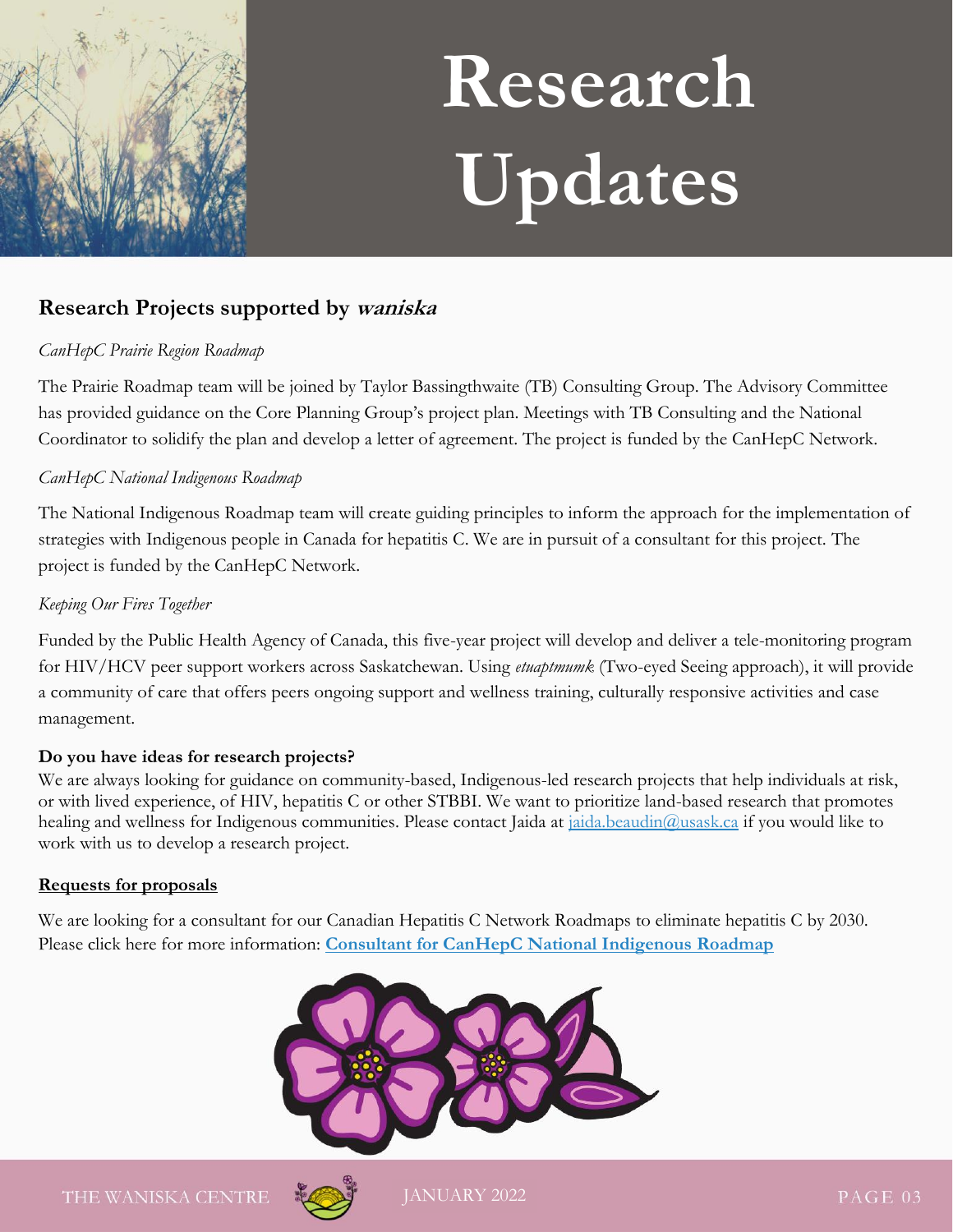# Research Updates

## Research Projects supported by ***waniska***

*CanHepC Prairie Region Roadmap*

The Prairie Roadmap team will be joined by Taylor Bassingthwaite (TB) Consulting Group. The Advisory Committee has provided guidance on the Core Planning Group's project plan. Meetings with TB Consulting and the National Coordinator to solidify the plan and develop a letter of agreement. The project is funded by the CanHepC Network.

*CanHepC National Indigenous Roadmap*

The National Indigenous Roadmap team will create guiding principles to inform the approach for the implementation of strategies with Indigenous people in Canada for hepatitis C. We are in pursuit of a consultant for this project. The project is funded by the CanHepC Network.

*Keeping Our Fires Together*

Funded by the Public Health Agency of Canada, this five-year project will develop and deliver a tele-monitoring program for HIV/HCV peer support workers across Saskatchewan. Using *etuaptmumk* (Two-eyed Seeing approach), it will provide a community of care that offers peers ongoing support and wellness training, culturally responsive activities and case management.

**Do you have ideas for research projects?**

We are always looking for guidance on community-based, Indigenous-led research projects that help individuals at risk, or with lived experience, of HIV, hepatitis C or other STBBI. We want to prioritize land-based research that promotes healing and wellness for Indigenous communities. Please contact Jaida at jaida.beaudin@usask.ca if you would like to work with us to develop a research project.

**Requests for proposals**

We are looking for a consultant for our Canadian Hepatitis C Network Roadmaps to eliminate hepatitis C by 2030. Please click here for more information: **Consultant for CanHepC National Indigenous Roadmap**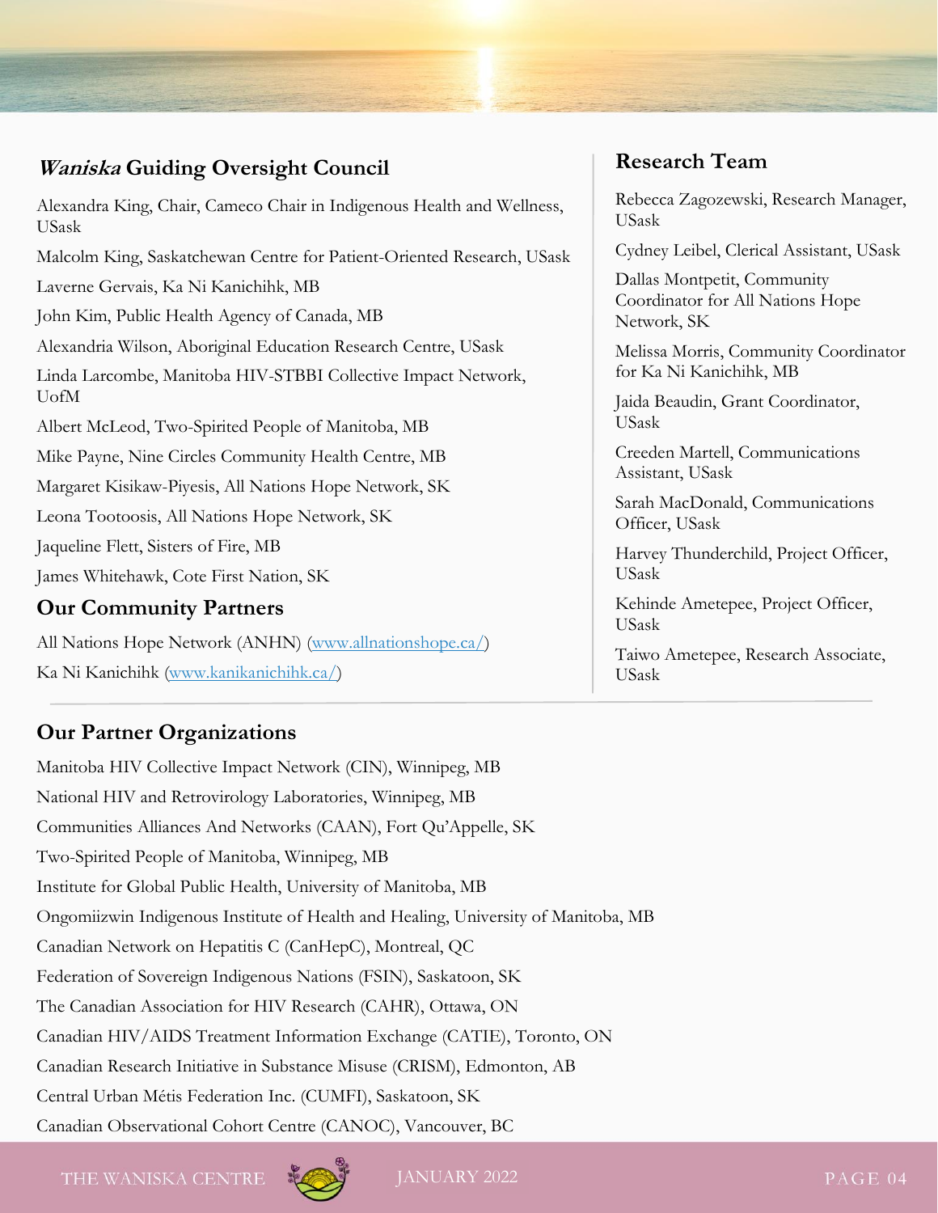## *Waniska* Guiding Oversight Council

Alexandra King, Chair, Cameco Chair in Indigenous Health and Wellness, USask

Malcolm King, Saskatchewan Centre for Patient-Oriented Research, USask

Laverne Gervais, Ka Ni Kanichihk, MB

John Kim, Public Health Agency of Canada, MB

Alexandria Wilson, Aboriginal Education Research Centre, USask

Linda Larcombe, Manitoba HIV-STBBI Collective Impact Network, UofM

Albert McLeod, Two-Spirited People of Manitoba, MB

Mike Payne, Nine Circles Community Health Centre, MB

Margaret Kisikaw-Piyesis, All Nations Hope Network, SK

Leona Tootoosis, All Nations Hope Network, SK

Jaqueline Flett, Sisters of Fire, MB

James Whitehawk, Cote First Nation, SK

## Our Community Partners

All Nations Hope Network (ANHN) ([www.allnationshope.ca/](http://www.allnationshope.ca/))

Ka Ni Kanichihk ([www.kanikanichihk.ca/](http://www.kanikanichihk.ca/))

## Research Team

Rebecca Zagozewski, Research Manager, USask

Cydney Leibel, Clerical Assistant, USask

Dallas Montpetit, Community Coordinator for All Nations Hope Network, SK

Melissa Morris, Community Coordinator for Ka Ni Kanichihk, MB

Jaida Beaudin, Grant Coordinator, USask

Creeden Martell, Communications Assistant, USask

Sarah MacDonald, Communications Officer, USask

Harvey Thunderchild, Project Officer, USask

Kehinde Ametepee, Project Officer, USask

Taiwo Ametepee, Research Associate, USask

## Our Partner Organizations

Manitoba HIV Collective Impact Network (CIN), Winnipeg, MB

National HIV and Retrovirology Laboratories, Winnipeg, MB

Communities Alliances And Networks (CAAN), Fort Qu'Appelle, SK

Two-Spirited People of Manitoba, Winnipeg, MB

Institute for Global Public Health, University of Manitoba, MB

Ongomiizwin Indigenous Institute of Health and Healing, University of Manitoba, MB

Canadian Network on Hepatitis C (CanHepC), Montreal, QC

Federation of Sovereign Indigenous Nations (FSIN), Saskatoon, SK

The Canadian Association for HIV Research (CAHR), Ottawa, ON

Canadian HIV/AIDS Treatment Information Exchange (CATIE), Toronto, ON

Canadian Research Initiative in Substance Misuse (CRISM), Edmonton, AB

Central Urban Métis Federation Inc. (CUMFI), Saskatoon, SK

Canadian Observational Cohort Centre (CANOC), Vancouver, BC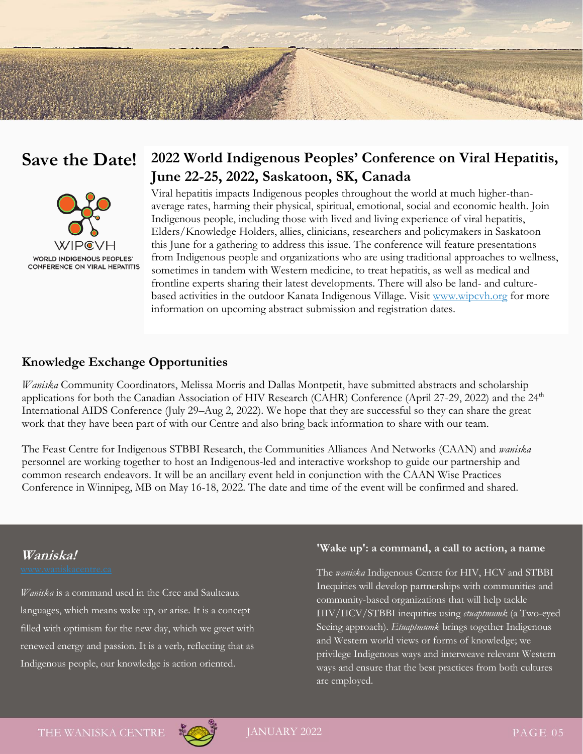# Save the Date!

WIPCVH
WORLD INDIGENOUS PEOPLES' CONFERENCE ON VIRAL HEPATITIS

## 2022 World Indigenous Peoples' Conference on Viral Hepatitis, June 22-25, 2022, Saskatoon, SK, Canada

Viral hepatitis impacts Indigenous peoples throughout the world at much higher-than-average rates, harming their physical, spiritual, emotional, social and economic health. Join Indigenous people, including those with lived and living experience of viral hepatitis, Elders/Knowledge Holders, allies, clinicians, researchers and policymakers in Saskatoon this June for a gathering to address this issue. The conference will feature presentations from Indigenous people and organizations who are using traditional approaches to wellness, sometimes in tandem with Western medicine, to treat hepatitis, as well as medical and frontline experts sharing their latest developments. There will also be land- and culture-based activities in the outdoor Kanata Indigenous Village. Visit www.wipcvh.org for more information on upcoming abstract submission and registration dates.

## Knowledge Exchange Opportunities

*Waniska* Community Coordinators, Melissa Morris and Dallas Montpetit, have submitted abstracts and scholarship applications for both the Canadian Association of HIV Research (CAHR) Conference (April 27-29, 2022) and the 24th International AIDS Conference (July 29–Aug 2, 2022). We hope that they are successful so they can share the great work that they have been part of with our Centre and also bring back information to share with our team.

The Feast Centre for Indigenous STBBI Research, the Communities Alliances And Networks (CAAN) and *waniska* personnel are working together to host an Indigenous-led and interactive workshop to guide our partnership and common research endeavors. It will be an ancillary event held in conjunction with the CAAN Wise Practices Conference in Winnipeg, MB on May 16-18, 2022. The date and time of the event will be confirmed and shared.

### *Waniska!*

www.waniskacentre.ca

*Waniska* is a command used in the Cree and Saulteaux languages, which means wake up, or arise. It is a concept filled with optimism for the new day, which we greet with renewed energy and passion. It is a verb, reflecting that as Indigenous people, our knowledge is action oriented.

### 'Wake up': a command, a call to action, a name

The *waniska* Indigenous Centre for HIV, HCV and STBBI Inequities will develop partnerships with communities and community-based organizations that will help tackle HIV/HCV/STBBI inequities using *etuaptmumk* (a Two-eyed Seeing approach). *Etuaptmumk* brings together Indigenous and Western world views or forms of knowledge; we privilege Indigenous ways and interweave relevant Western ways and ensure that the best practices from both cultures are employed.